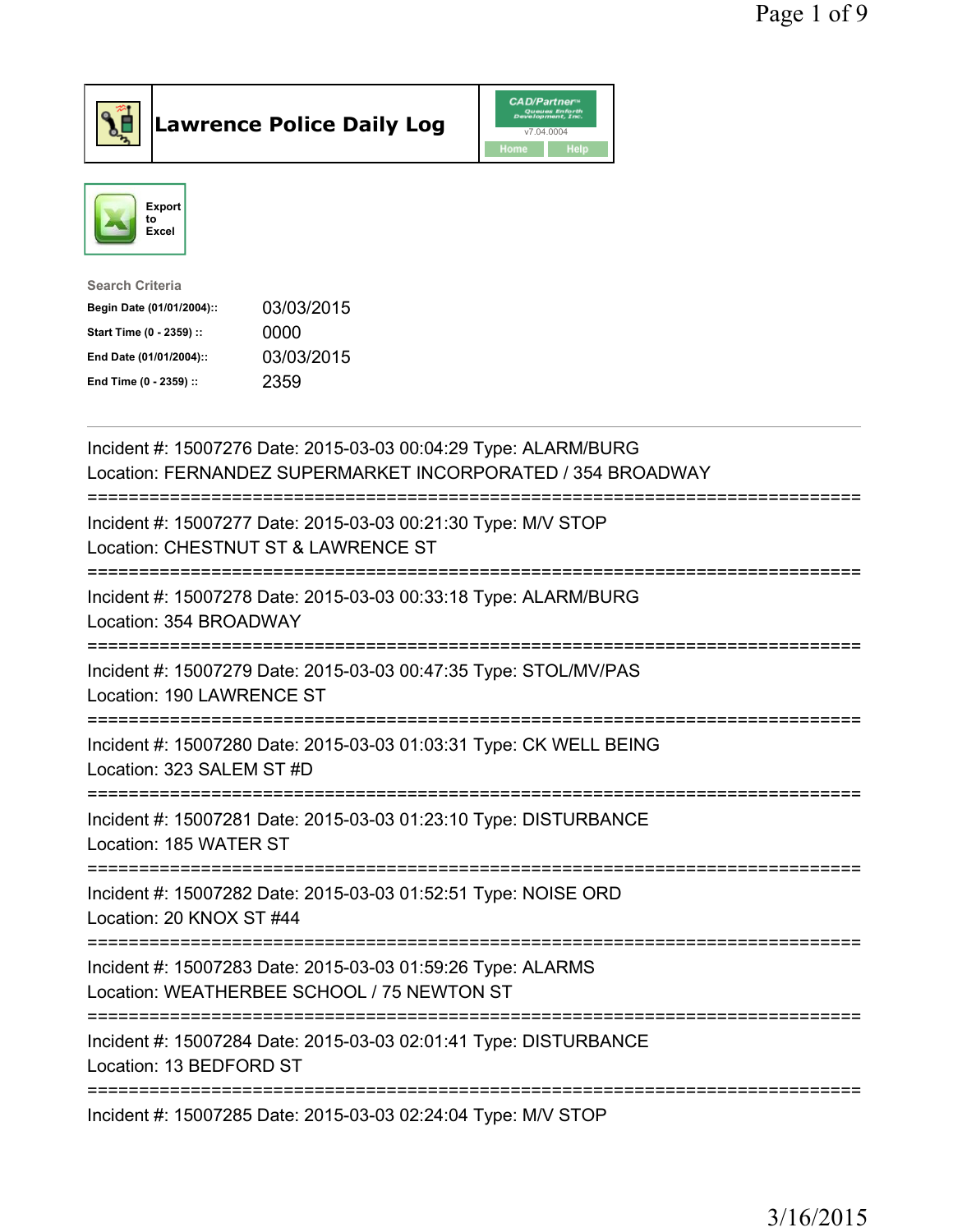# Lawrence Police Daily Log

Export to Excel

**Search Criteria**

| | |
|---|---|
| **Begin Date (01/01/2004)::** | 03/03/2015 |
| **Start Time (0 - 2359) ::** | 0000 |
| **End Date (01/01/2004)::** | 03/03/2015 |
| **End Time (0 - 2359) ::** | 2359 |

---

Incident #: 15007276 Date: 2015-03-03 00:04:29 Type: ALARM/BURG
Location: FERNANDEZ SUPERMARKET INCORPORATED / 354 BROADWAY

===========================================================================

Incident #: 15007277 Date: 2015-03-03 00:21:30 Type: M/V STOP
Location: CHESTNUT ST & LAWRENCE ST

===========================================================================

Incident #: 15007278 Date: 2015-03-03 00:33:18 Type: ALARM/BURG
Location: 354 BROADWAY

===========================================================================

Incident #: 15007279 Date: 2015-03-03 00:47:35 Type: STOL/MV/PAS
Location: 190 LAWRENCE ST

===========================================================================

Incident #: 15007280 Date: 2015-03-03 01:03:31 Type: CK WELL BEING
Location: 323 SALEM ST #D

===========================================================================

Incident #: 15007281 Date: 2015-03-03 01:23:10 Type: DISTURBANCE
Location: 185 WATER ST

===========================================================================

Incident #: 15007282 Date: 2015-03-03 01:52:51 Type: NOISE ORD
Location: 20 KNOX ST #44

===========================================================================

Incident #: 15007283 Date: 2015-03-03 01:59:26 Type: ALARMS
Location: WEATHERBEE SCHOOL / 75 NEWTON ST

===========================================================================

Incident #: 15007284 Date: 2015-03-03 02:01:41 Type: DISTURBANCE
Location: 13 BEDFORD ST

===========================================================================

Incident #: 15007285 Date: 2015-03-03 02:24:04 Type: M/V STOP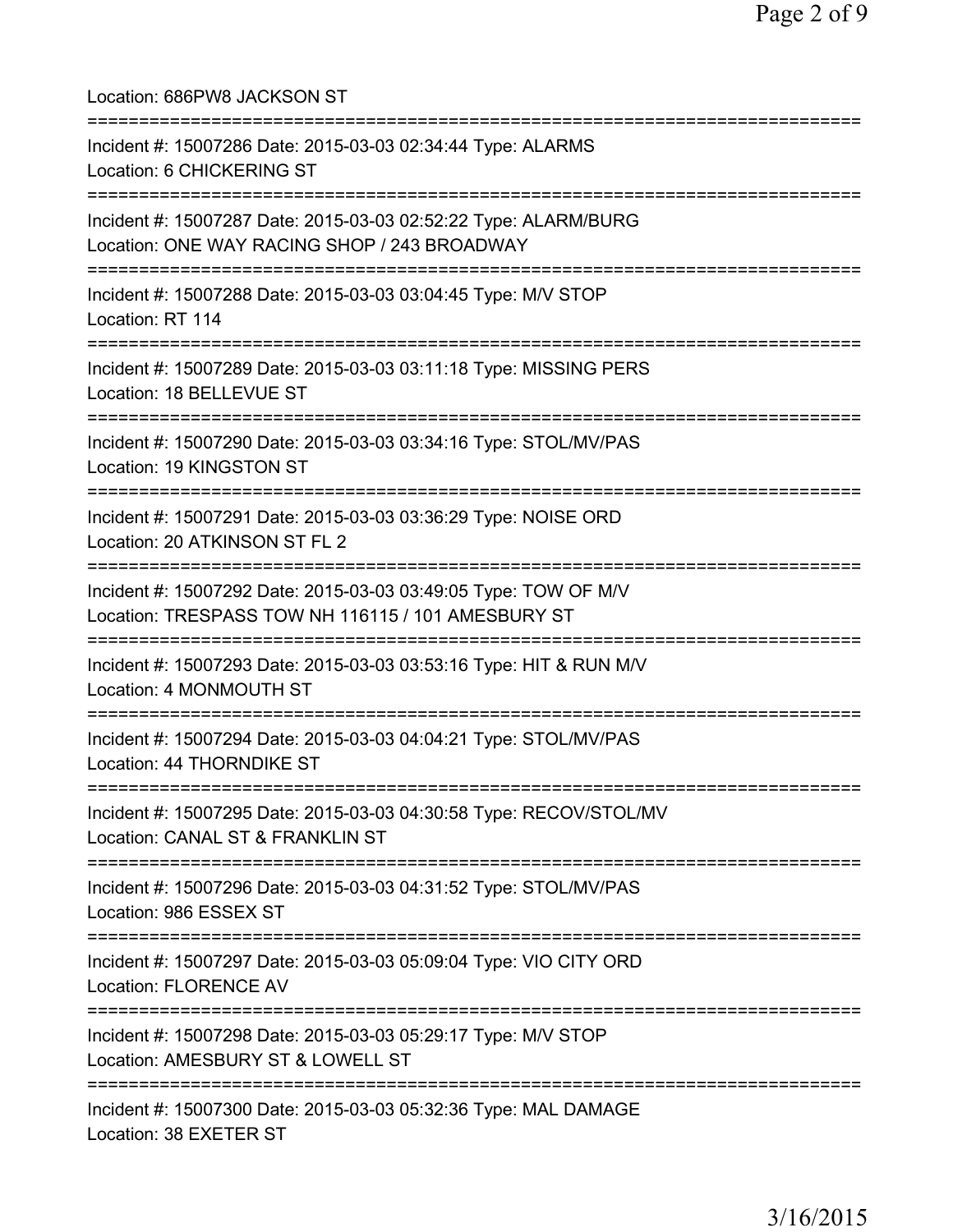Location: 686PW8 JACKSON ST

===========================================================================

Incident #: 15007286 Date: 2015-03-03 02:34:44 Type: ALARMS
Location: 6 CHICKERING ST

===========================================================================

Incident #: 15007287 Date: 2015-03-03 02:52:22 Type: ALARM/BURG
Location: ONE WAY RACING SHOP / 243 BROADWAY

===========================================================================

Incident #: 15007288 Date: 2015-03-03 03:04:45 Type: M/V STOP
Location: RT 114

===========================================================================

Incident #: 15007289 Date: 2015-03-03 03:11:18 Type: MISSING PERS
Location: 18 BELLEVUE ST

===========================================================================

Incident #: 15007290 Date: 2015-03-03 03:34:16 Type: STOL/MV/PAS
Location: 19 KINGSTON ST

===========================================================================

Incident #: 15007291 Date: 2015-03-03 03:36:29 Type: NOISE ORD
Location: 20 ATKINSON ST FL 2

===========================================================================

Incident #: 15007292 Date: 2015-03-03 03:49:05 Type: TOW OF M/V
Location: TRESPASS TOW NH 116115 / 101 AMESBURY ST

===========================================================================

Incident #: 15007293 Date: 2015-03-03 03:53:16 Type: HIT & RUN M/V
Location: 4 MONMOUTH ST

===========================================================================

Incident #: 15007294 Date: 2015-03-03 04:04:21 Type: STOL/MV/PAS
Location: 44 THORNDIKE ST

===========================================================================

Incident #: 15007295 Date: 2015-03-03 04:30:58 Type: RECOV/STOL/MV
Location: CANAL ST & FRANKLIN ST

===========================================================================

Incident #: 15007296 Date: 2015-03-03 04:31:52 Type: STOL/MV/PAS
Location: 986 ESSEX ST

===========================================================================

Incident #: 15007297 Date: 2015-03-03 05:09:04 Type: VIO CITY ORD
Location: FLORENCE AV

===========================================================================

Incident #: 15007298 Date: 2015-03-03 05:29:17 Type: M/V STOP
Location: AMESBURY ST & LOWELL ST

===========================================================================

Incident #: 15007300 Date: 2015-03-03 05:32:36 Type: MAL DAMAGE
Location: 38 EXETER ST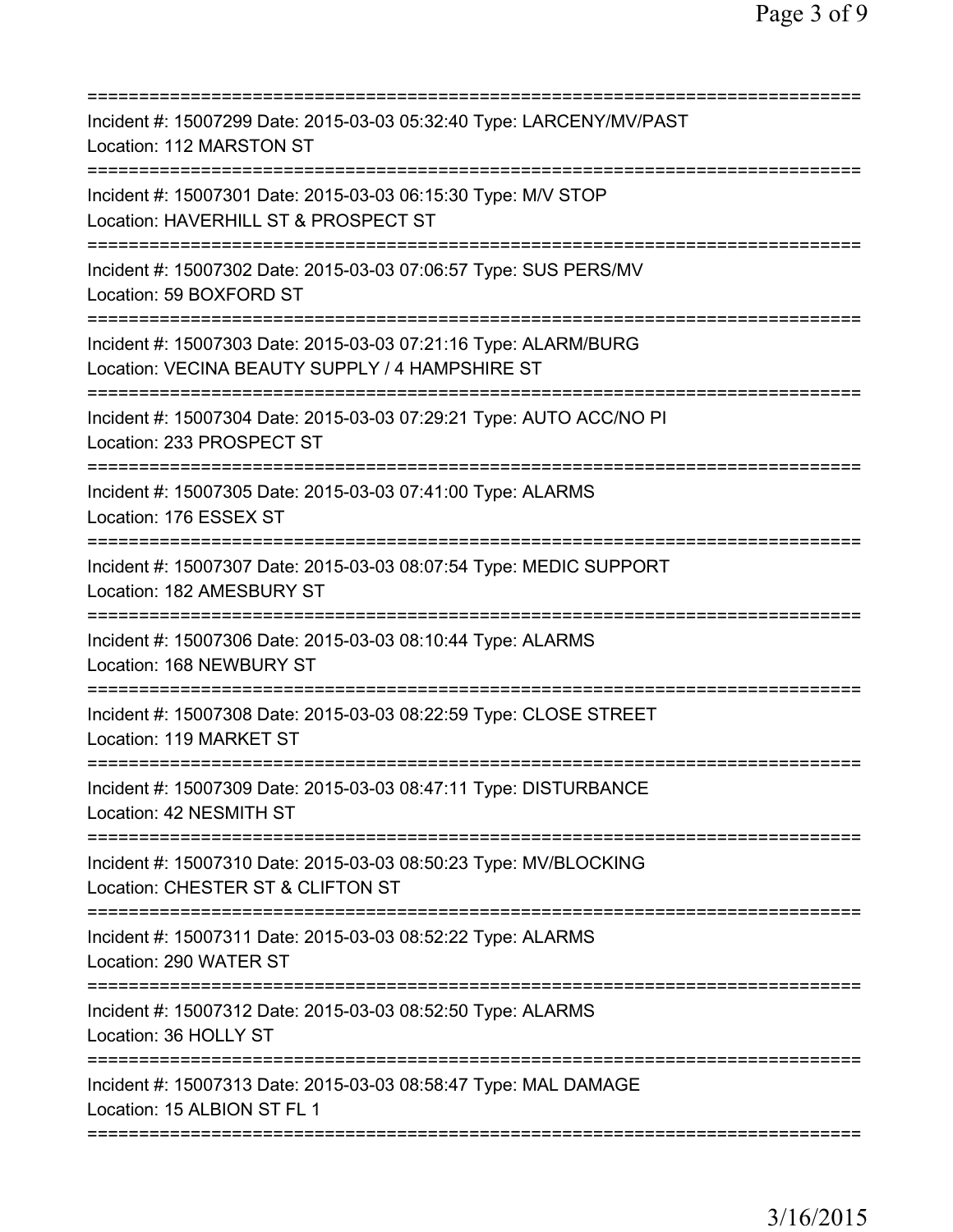==============================================================================
Incident #: 15007299 Date: 2015-03-03 05:32:40 Type: LARCENY/MV/PAST
Location: 112 MARSTON ST
==============================================================================
Incident #: 15007301 Date: 2015-03-03 06:15:30 Type: M/V STOP
Location: HAVERHILL ST & PROSPECT ST
==============================================================================
Incident #: 15007302 Date: 2015-03-03 07:06:57 Type: SUS PERS/MV
Location: 59 BOXFORD ST
==============================================================================
Incident #: 15007303 Date: 2015-03-03 07:21:16 Type: ALARM/BURG
Location: VECINA BEAUTY SUPPLY / 4 HAMPSHIRE ST
==============================================================================
Incident #: 15007304 Date: 2015-03-03 07:29:21 Type: AUTO ACC/NO PI
Location: 233 PROSPECT ST
==============================================================================
Incident #: 15007305 Date: 2015-03-03 07:41:00 Type: ALARMS
Location: 176 ESSEX ST
==============================================================================
Incident #: 15007307 Date: 2015-03-03 08:07:54 Type: MEDIC SUPPORT
Location: 182 AMESBURY ST
==============================================================================
Incident #: 15007306 Date: 2015-03-03 08:10:44 Type: ALARMS
Location: 168 NEWBURY ST
==============================================================================
Incident #: 15007308 Date: 2015-03-03 08:22:59 Type: CLOSE STREET
Location: 119 MARKET ST
==============================================================================
Incident #: 15007309 Date: 2015-03-03 08:47:11 Type: DISTURBANCE
Location: 42 NESMITH ST
==============================================================================
Incident #: 15007310 Date: 2015-03-03 08:50:23 Type: MV/BLOCKING
Location: CHESTER ST & CLIFTON ST
==============================================================================
Incident #: 15007311 Date: 2015-03-03 08:52:22 Type: ALARMS
Location: 290 WATER ST
==============================================================================
Incident #: 15007312 Date: 2015-03-03 08:52:50 Type: ALARMS
Location: 36 HOLLY ST
==============================================================================
Incident #: 15007313 Date: 2015-03-03 08:58:47 Type: MAL DAMAGE
Location: 15 ALBION ST FL 1
==============================================================================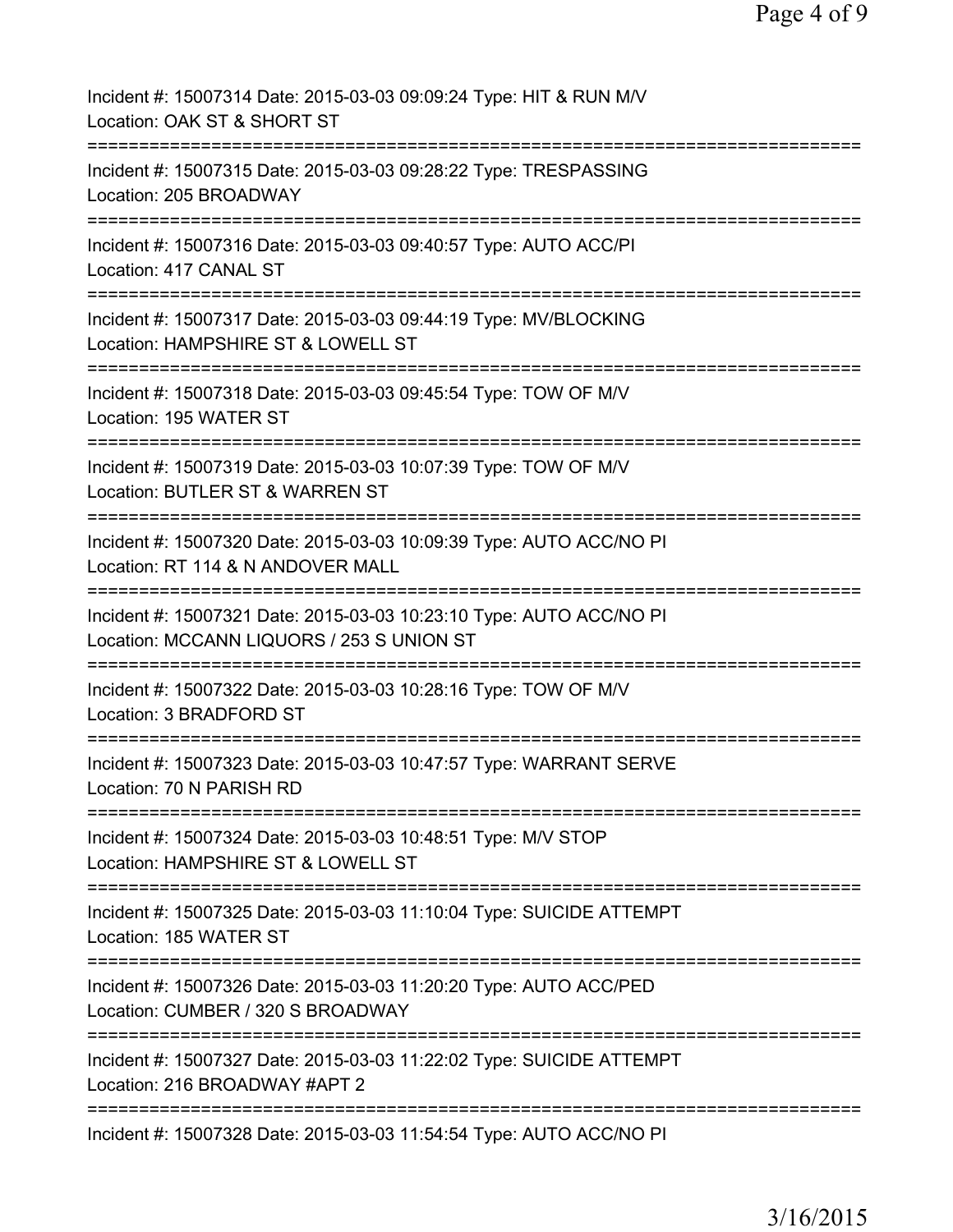Incident #: 15007314 Date: 2015-03-03 09:09:24 Type: HIT & RUN M/V
Location: OAK ST & SHORT ST

===========================================================================

Incident #: 15007315 Date: 2015-03-03 09:28:22 Type: TRESPASSING
Location: 205 BROADWAY

===========================================================================

Incident #: 15007316 Date: 2015-03-03 09:40:57 Type: AUTO ACC/PI
Location: 417 CANAL ST

===========================================================================

Incident #: 15007317 Date: 2015-03-03 09:44:19 Type: MV/BLOCKING
Location: HAMPSHIRE ST & LOWELL ST

===========================================================================

Incident #: 15007318 Date: 2015-03-03 09:45:54 Type: TOW OF M/V
Location: 195 WATER ST

===========================================================================

Incident #: 15007319 Date: 2015-03-03 10:07:39 Type: TOW OF M/V
Location: BUTLER ST & WARREN ST

===========================================================================

Incident #: 15007320 Date: 2015-03-03 10:09:39 Type: AUTO ACC/NO PI
Location: RT 114 & N ANDOVER MALL

===========================================================================

Incident #: 15007321 Date: 2015-03-03 10:23:10 Type: AUTO ACC/NO PI
Location: MCCANN LIQUORS / 253 S UNION ST

===========================================================================

Incident #: 15007322 Date: 2015-03-03 10:28:16 Type: TOW OF M/V
Location: 3 BRADFORD ST

===========================================================================

Incident #: 15007323 Date: 2015-03-03 10:47:57 Type: WARRANT SERVE
Location: 70 N PARISH RD

===========================================================================

Incident #: 15007324 Date: 2015-03-03 10:48:51 Type: M/V STOP
Location: HAMPSHIRE ST & LOWELL ST

===========================================================================

Incident #: 15007325 Date: 2015-03-03 11:10:04 Type: SUICIDE ATTEMPT
Location: 185 WATER ST

===========================================================================

Incident #: 15007326 Date: 2015-03-03 11:20:20 Type: AUTO ACC/PED
Location: CUMBER / 320 S BROADWAY

===========================================================================

Incident #: 15007327 Date: 2015-03-03 11:22:02 Type: SUICIDE ATTEMPT
Location: 216 BROADWAY #APT 2

===========================================================================

Incident #: 15007328 Date: 2015-03-03 11:54:54 Type: AUTO ACC/NO PI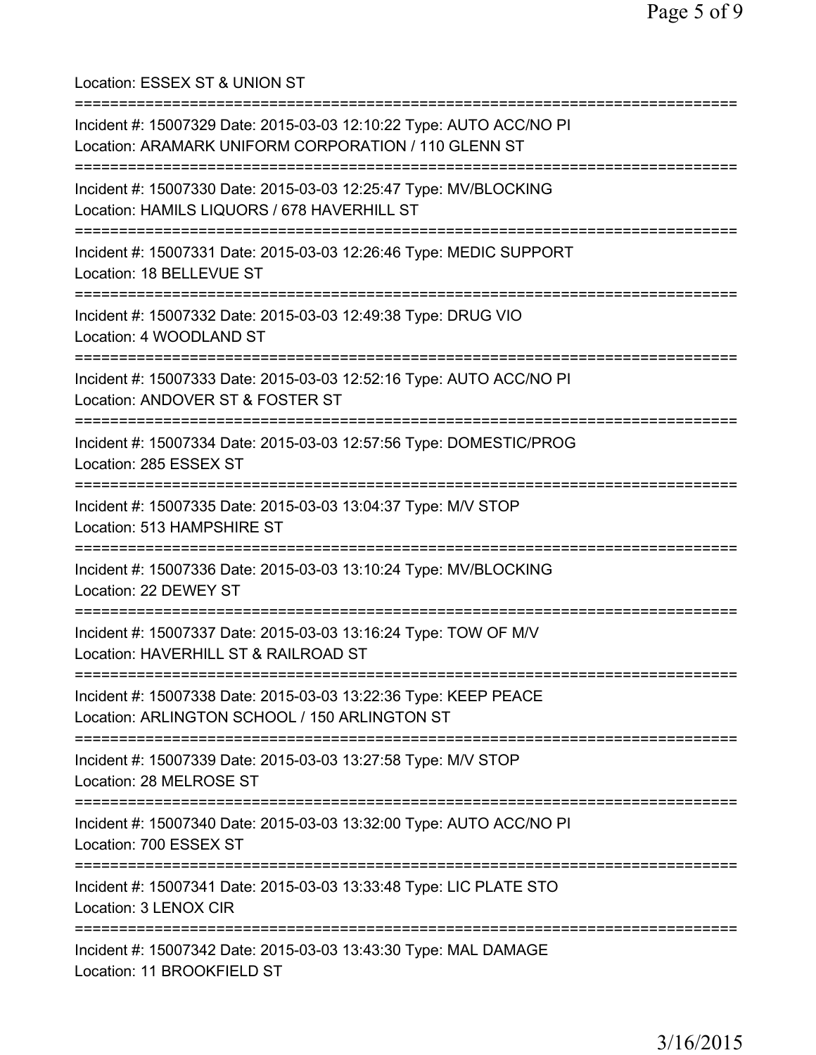Location: ESSEX ST & UNION ST

===========================================================================

Incident #: 15007329 Date: 2015-03-03 12:10:22 Type: AUTO ACC/NO PI
Location: ARAMARK UNIFORM CORPORATION / 110 GLENN ST

===========================================================================

Incident #: 15007330 Date: 2015-03-03 12:25:47 Type: MV/BLOCKING
Location: HAMILS LIQUORS / 678 HAVERHILL ST

===========================================================================

Incident #: 15007331 Date: 2015-03-03 12:26:46 Type: MEDIC SUPPORT
Location: 18 BELLEVUE ST

===========================================================================

Incident #: 15007332 Date: 2015-03-03 12:49:38 Type: DRUG VIO
Location: 4 WOODLAND ST

===========================================================================

Incident #: 15007333 Date: 2015-03-03 12:52:16 Type: AUTO ACC/NO PI
Location: ANDOVER ST & FOSTER ST

===========================================================================

Incident #: 15007334 Date: 2015-03-03 12:57:56 Type: DOMESTIC/PROG
Location: 285 ESSEX ST

===========================================================================

Incident #: 15007335 Date: 2015-03-03 13:04:37 Type: M/V STOP
Location: 513 HAMPSHIRE ST

===========================================================================

Incident #: 15007336 Date: 2015-03-03 13:10:24 Type: MV/BLOCKING
Location: 22 DEWEY ST

===========================================================================

Incident #: 15007337 Date: 2015-03-03 13:16:24 Type: TOW OF M/V
Location: HAVERHILL ST & RAILROAD ST

===========================================================================

Incident #: 15007338 Date: 2015-03-03 13:22:36 Type: KEEP PEACE
Location: ARLINGTON SCHOOL / 150 ARLINGTON ST

===========================================================================

Incident #: 15007339 Date: 2015-03-03 13:27:58 Type: M/V STOP
Location: 28 MELROSE ST

===========================================================================

Incident #: 15007340 Date: 2015-03-03 13:32:00 Type: AUTO ACC/NO PI
Location: 700 ESSEX ST

===========================================================================

Incident #: 15007341 Date: 2015-03-03 13:33:48 Type: LIC PLATE STO
Location: 3 LENOX CIR

===========================================================================

Incident #: 15007342 Date: 2015-03-03 13:43:30 Type: MAL DAMAGE
Location: 11 BROOKFIELD ST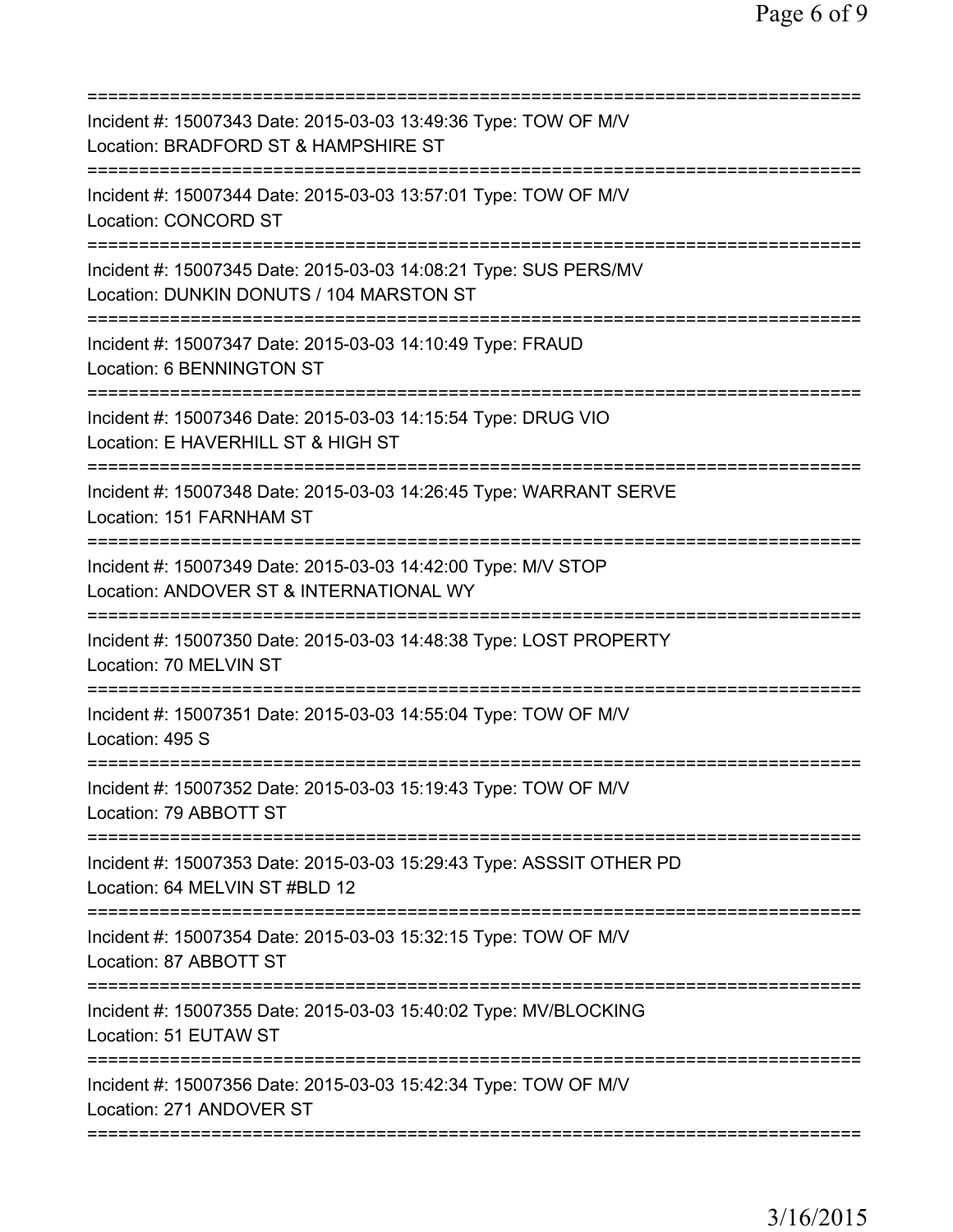===========================================================================
Incident #: 15007343 Date: 2015-03-03 13:49:36 Type: TOW OF M/V
Location: BRADFORD ST & HAMPSHIRE ST
===========================================================================
Incident #: 15007344 Date: 2015-03-03 13:57:01 Type: TOW OF M/V
Location: CONCORD ST
===========================================================================
Incident #: 15007345 Date: 2015-03-03 14:08:21 Type: SUS PERS/MV
Location: DUNKIN DONUTS / 104 MARSTON ST
===========================================================================
Incident #: 15007347 Date: 2015-03-03 14:10:49 Type: FRAUD
Location: 6 BENNINGTON ST
===========================================================================
Incident #: 15007346 Date: 2015-03-03 14:15:54 Type: DRUG VIO
Location: E HAVERHILL ST & HIGH ST
===========================================================================
Incident #: 15007348 Date: 2015-03-03 14:26:45 Type: WARRANT SERVE
Location: 151 FARNHAM ST
===========================================================================
Incident #: 15007349 Date: 2015-03-03 14:42:00 Type: M/V STOP
Location: ANDOVER ST & INTERNATIONAL WY
===========================================================================
Incident #: 15007350 Date: 2015-03-03 14:48:38 Type: LOST PROPERTY
Location: 70 MELVIN ST
===========================================================================
Incident #: 15007351 Date: 2015-03-03 14:55:04 Type: TOW OF M/V
Location: 495 S
===========================================================================
Incident #: 15007352 Date: 2015-03-03 15:19:43 Type: TOW OF M/V
Location: 79 ABBOTT ST
===========================================================================
Incident #: 15007353 Date: 2015-03-03 15:29:43 Type: ASSSIT OTHER PD
Location: 64 MELVIN ST #BLD 12
===========================================================================
Incident #: 15007354 Date: 2015-03-03 15:32:15 Type: TOW OF M/V
Location: 87 ABBOTT ST
===========================================================================
Incident #: 15007355 Date: 2015-03-03 15:40:02 Type: MV/BLOCKING
Location: 51 EUTAW ST
===========================================================================
Incident #: 15007356 Date: 2015-03-03 15:42:34 Type: TOW OF M/V
Location: 271 ANDOVER ST
===========================================================================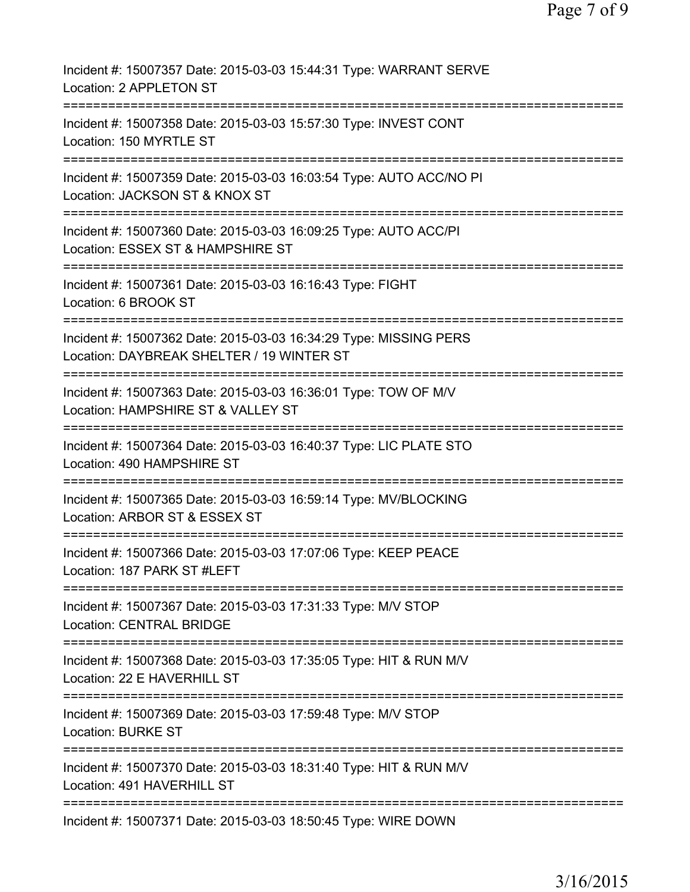Incident #: 15007357 Date: 2015-03-03 15:44:31 Type: WARRANT SERVE
Location: 2 APPLETON ST

===========================================================================

Incident #: 15007358 Date: 2015-03-03 15:57:30 Type: INVEST CONT
Location: 150 MYRTLE ST

===========================================================================

Incident #: 15007359 Date: 2015-03-03 16:03:54 Type: AUTO ACC/NO PI
Location: JACKSON ST & KNOX ST

===========================================================================

Incident #: 15007360 Date: 2015-03-03 16:09:25 Type: AUTO ACC/PI
Location: ESSEX ST & HAMPSHIRE ST

===========================================================================

Incident #: 15007361 Date: 2015-03-03 16:16:43 Type: FIGHT
Location: 6 BROOK ST

===========================================================================

Incident #: 15007362 Date: 2015-03-03 16:34:29 Type: MISSING PERS
Location: DAYBREAK SHELTER / 19 WINTER ST

===========================================================================

Incident #: 15007363 Date: 2015-03-03 16:36:01 Type: TOW OF M/V
Location: HAMPSHIRE ST & VALLEY ST

===========================================================================

Incident #: 15007364 Date: 2015-03-03 16:40:37 Type: LIC PLATE STO
Location: 490 HAMPSHIRE ST

===========================================================================

Incident #: 15007365 Date: 2015-03-03 16:59:14 Type: MV/BLOCKING
Location: ARBOR ST & ESSEX ST

===========================================================================

Incident #: 15007366 Date: 2015-03-03 17:07:06 Type: KEEP PEACE
Location: 187 PARK ST #LEFT

===========================================================================

Incident #: 15007367 Date: 2015-03-03 17:31:33 Type: M/V STOP
Location: CENTRAL BRIDGE

===========================================================================

Incident #: 15007368 Date: 2015-03-03 17:35:05 Type: HIT & RUN M/V
Location: 22 E HAVERHILL ST

===========================================================================

Incident #: 15007369 Date: 2015-03-03 17:59:48 Type: M/V STOP
Location: BURKE ST

===========================================================================

Incident #: 15007370 Date: 2015-03-03 18:31:40 Type: HIT & RUN M/V
Location: 491 HAVERHILL ST

===========================================================================

Incident #: 15007371 Date: 2015-03-03 18:50:45 Type: WIRE DOWN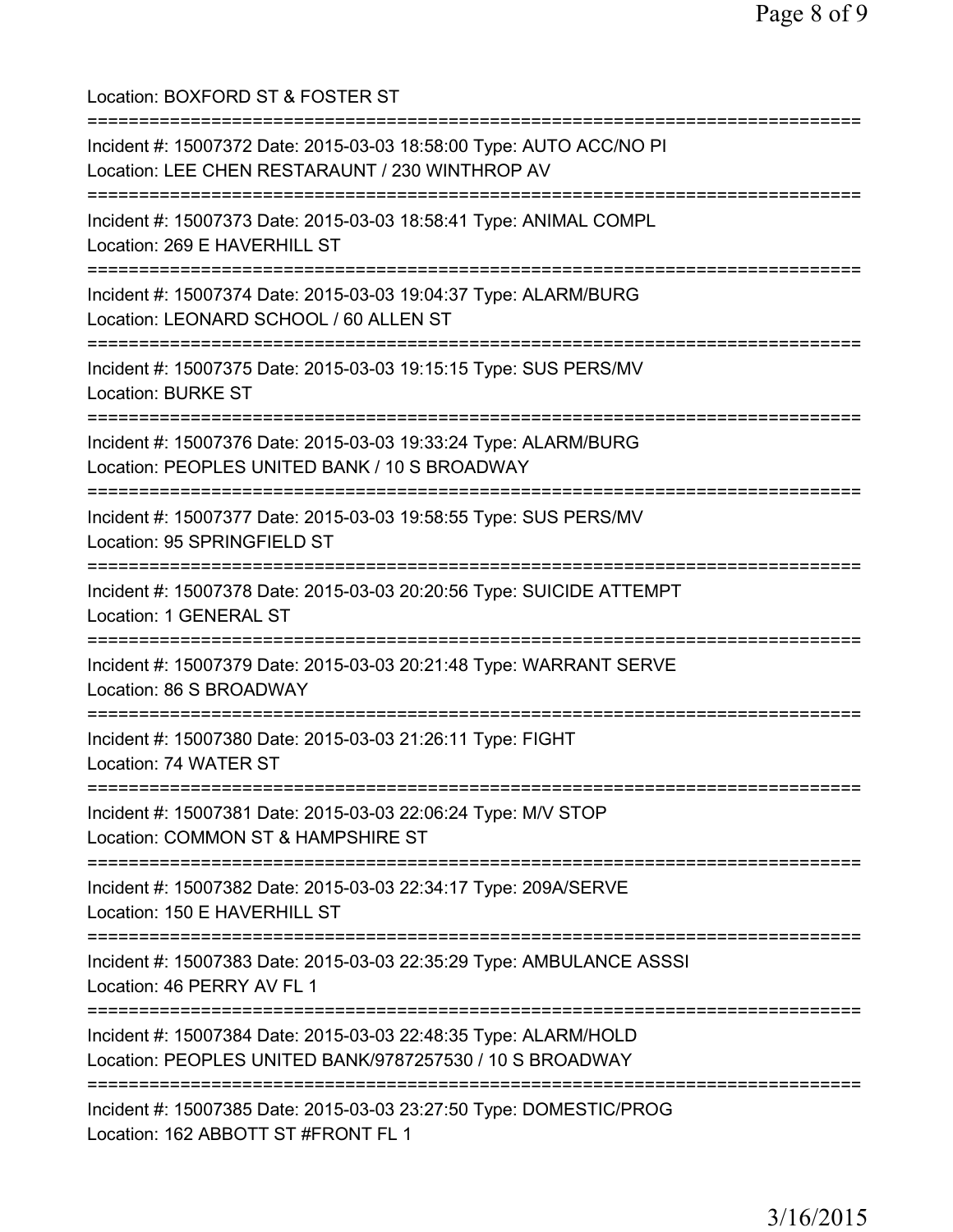Location: BOXFORD ST & FOSTER ST

===========================================================================

Incident #: 15007372 Date: 2015-03-03 18:58:00 Type: AUTO ACC/NO PI
Location: LEE CHEN RESTARAUNT / 230 WINTHROP AV

===========================================================================

Incident #: 15007373 Date: 2015-03-03 18:58:41 Type: ANIMAL COMPL
Location: 269 E HAVERHILL ST

===========================================================================

Incident #: 15007374 Date: 2015-03-03 19:04:37 Type: ALARM/BURG
Location: LEONARD SCHOOL / 60 ALLEN ST

===========================================================================

Incident #: 15007375 Date: 2015-03-03 19:15:15 Type: SUS PERS/MV
Location: BURKE ST

===========================================================================

Incident #: 15007376 Date: 2015-03-03 19:33:24 Type: ALARM/BURG
Location: PEOPLES UNITED BANK / 10 S BROADWAY

===========================================================================

Incident #: 15007377 Date: 2015-03-03 19:58:55 Type: SUS PERS/MV
Location: 95 SPRINGFIELD ST

===========================================================================

Incident #: 15007378 Date: 2015-03-03 20:20:56 Type: SUICIDE ATTEMPT
Location: 1 GENERAL ST

===========================================================================

Incident #: 15007379 Date: 2015-03-03 20:21:48 Type: WARRANT SERVE
Location: 86 S BROADWAY

===========================================================================

Incident #: 15007380 Date: 2015-03-03 21:26:11 Type: FIGHT
Location: 74 WATER ST

===========================================================================

Incident #: 15007381 Date: 2015-03-03 22:06:24 Type: M/V STOP
Location: COMMON ST & HAMPSHIRE ST

===========================================================================

Incident #: 15007382 Date: 2015-03-03 22:34:17 Type: 209A/SERVE
Location: 150 E HAVERHILL ST

===========================================================================

Incident #: 15007383 Date: 2015-03-03 22:35:29 Type: AMBULANCE ASSSI
Location: 46 PERRY AV FL 1

===========================================================================

Incident #: 15007384 Date: 2015-03-03 22:48:35 Type: ALARM/HOLD
Location: PEOPLES UNITED BANK/9787257530 / 10 S BROADWAY

===========================================================================

Incident #: 15007385 Date: 2015-03-03 23:27:50 Type: DOMESTIC/PROG
Location: 162 ABBOTT ST #FRONT FL 1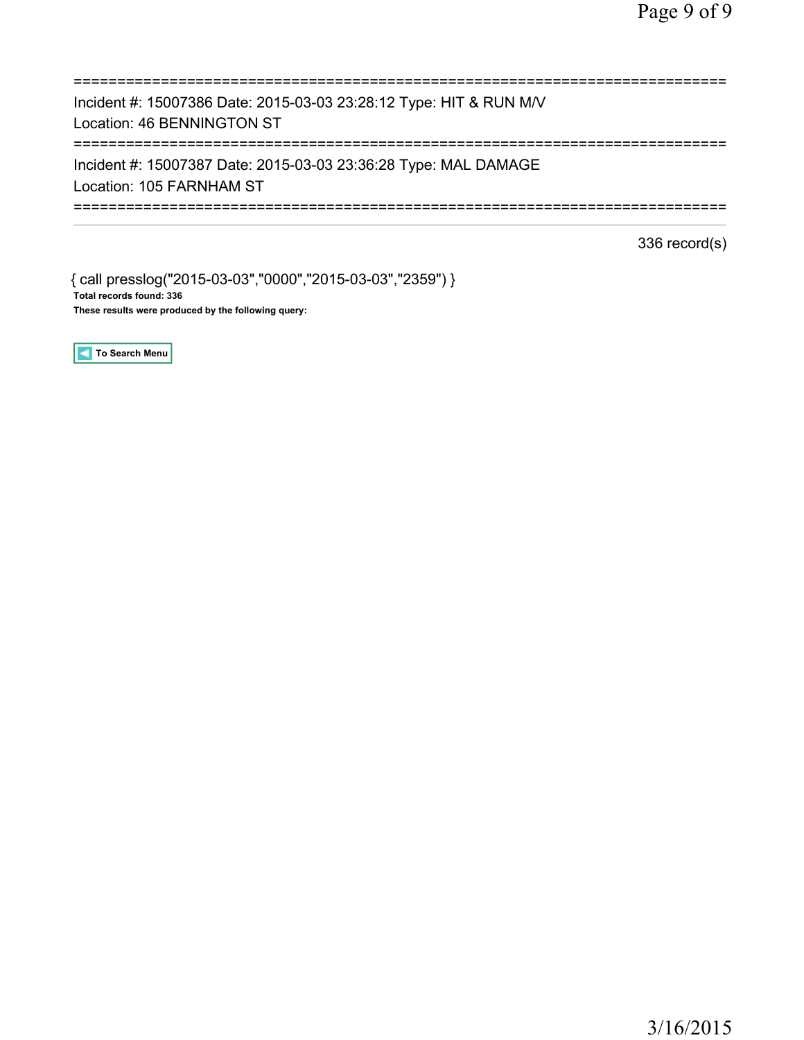===========================================================================

Incident #: 15007386 Date: 2015-03-03 23:28:12 Type: HIT & RUN M/V
Location: 46 BENNINGTON ST

===========================================================================

Incident #: 15007387 Date: 2015-03-03 23:36:28 Type: MAL DAMAGE
Location: 105 FARNHAM ST

===========================================================================

336 record(s)

{ call presslog("2015-03-03","0000","2015-03-03","2359") }

**Total records found: 336**

**These results were produced by the following query:**

To Search Menu